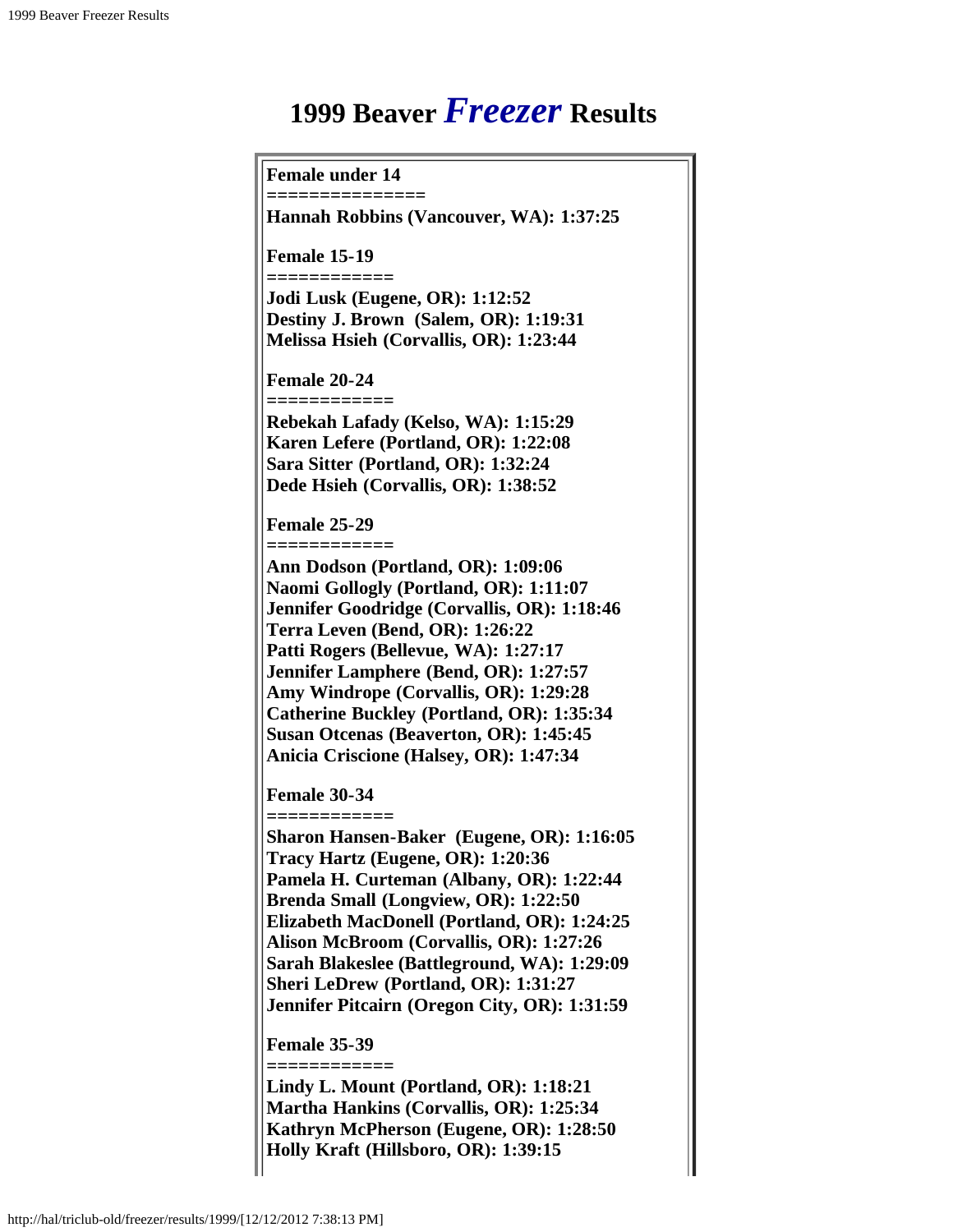# 1999 Beaver *Freezer* Results

**Female under 14**
**==============**
**Hannah Robbins (Vancouver, WA): 1:37:25**

**Female 15-19**
**============**
**Jodi Lusk (Eugene, OR): 1:12:52**
**Destiny J. Brown (Salem, OR): 1:19:31**
**Melissa Hsieh (Corvallis, OR): 1:23:44**

**Female 20-24**
**============**
**Rebekah Lafady (Kelso, WA): 1:15:29**
**Karen Lefere (Portland, OR): 1:22:08**
**Sara Sitter (Portland, OR): 1:32:24**
**Dede Hsieh (Corvallis, OR): 1:38:52**

**Female 25-29**
**============**
**Ann Dodson (Portland, OR): 1:09:06**
**Naomi Gollogly (Portland, OR): 1:11:07**
**Jennifer Goodridge (Corvallis, OR): 1:18:46**
**Terra Leven (Bend, OR): 1:26:22**
**Patti Rogers (Bellevue, WA): 1:27:17**
**Jennifer Lamphere (Bend, OR): 1:27:57**
**Amy Windrope (Corvallis, OR): 1:29:28**
**Catherine Buckley (Portland, OR): 1:35:34**
**Susan Otcenas (Beaverton, OR): 1:45:45**
**Anicia Criscione (Halsey, OR): 1:47:34**

**Female 30-34**
**============**
**Sharon Hansen-Baker (Eugene, OR): 1:16:05**
**Tracy Hartz (Eugene, OR): 1:20:36**
**Pamela H. Curteman (Albany, OR): 1:22:44**
**Brenda Small (Longview, OR): 1:22:50**
**Elizabeth MacDonell (Portland, OR): 1:24:25**
**Alison McBroom (Corvallis, OR): 1:27:26**
**Sarah Blakeslee (Battleground, WA): 1:29:09**
**Sheri LeDrew (Portland, OR): 1:31:27**
**Jennifer Pitcairn (Oregon City, OR): 1:31:59**

**Female 35-39**
**============**
**Lindy L. Mount (Portland, OR): 1:18:21**
**Martha Hankins (Corvallis, OR): 1:25:34**
**Kathryn McPherson (Eugene, OR): 1:28:50**
**Holly Kraft (Hillsboro, OR): 1:39:15**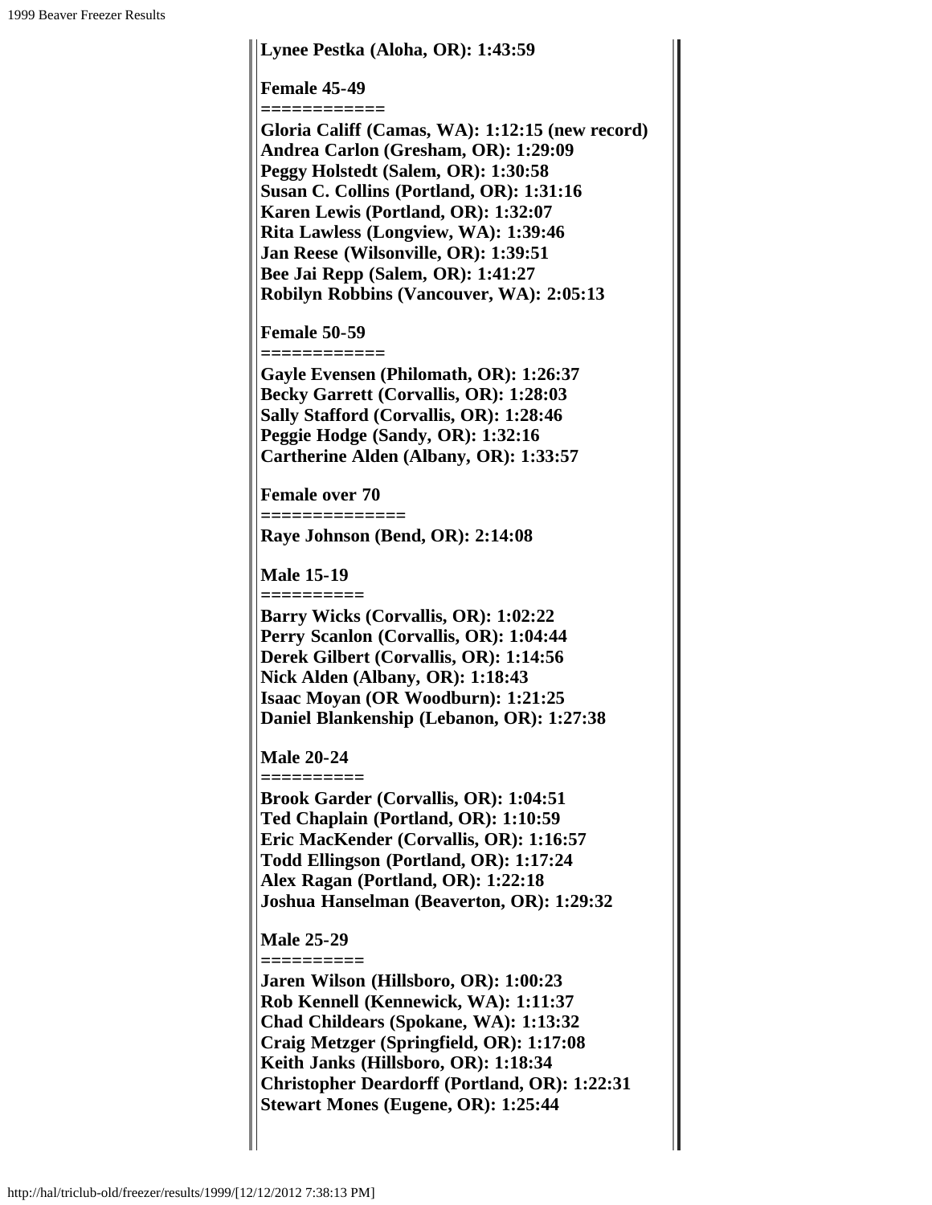**Lynee Pestka (Aloha, OR): 1:43:59**

**Female 45-49**
**============**
**Gloria Califf (Camas, WA): 1:12:15 (new record)**
**Andrea Carlon (Gresham, OR): 1:29:09**
**Peggy Holstedt (Salem, OR): 1:30:58**
**Susan C. Collins (Portland, OR): 1:31:16**
**Karen Lewis (Portland, OR): 1:32:07**
**Rita Lawless (Longview, WA): 1:39:46**
**Jan Reese (Wilsonville, OR): 1:39:51**
**Bee Jai Repp (Salem, OR): 1:41:27**
**Robilyn Robbins (Vancouver, WA): 2:05:13**

**Female 50-59**
**============**
**Gayle Evensen (Philomath, OR): 1:26:37**
**Becky Garrett (Corvallis, OR): 1:28:03**
**Sally Stafford (Corvallis, OR): 1:28:46**
**Peggie Hodge (Sandy, OR): 1:32:16**
**Cartherine Alden (Albany, OR): 1:33:57**

**Female over 70**
**==============**
**Raye Johnson (Bend, OR): 2:14:08**

**Male 15-19**
**==========**
**Barry Wicks (Corvallis, OR): 1:02:22**
**Perry Scanlon (Corvallis, OR): 1:04:44**
**Derek Gilbert (Corvallis, OR): 1:14:56**
**Nick Alden (Albany, OR): 1:18:43**
**Isaac Moyan (OR Woodburn): 1:21:25**
**Daniel Blankenship (Lebanon, OR): 1:27:38**

**Male 20-24**
**==========**
**Brook Garder (Corvallis, OR): 1:04:51**
**Ted Chaplain (Portland, OR): 1:10:59**
**Eric MacKender (Corvallis, OR): 1:16:57**
**Todd Ellingson (Portland, OR): 1:17:24**
**Alex Ragan (Portland, OR): 1:22:18**
**Joshua Hanselman (Beaverton, OR): 1:29:32**

**Male 25-29**
**==========**
**Jaren Wilson (Hillsboro, OR): 1:00:23**
**Rob Kennell (Kennewick, WA): 1:11:37**
**Chad Childears (Spokane, WA): 1:13:32**
**Craig Metzger (Springfield, OR): 1:17:08**
**Keith Janks (Hillsboro, OR): 1:18:34**
**Christopher Deardorff (Portland, OR): 1:22:31**
**Stewart Mones (Eugene, OR): 1:25:44**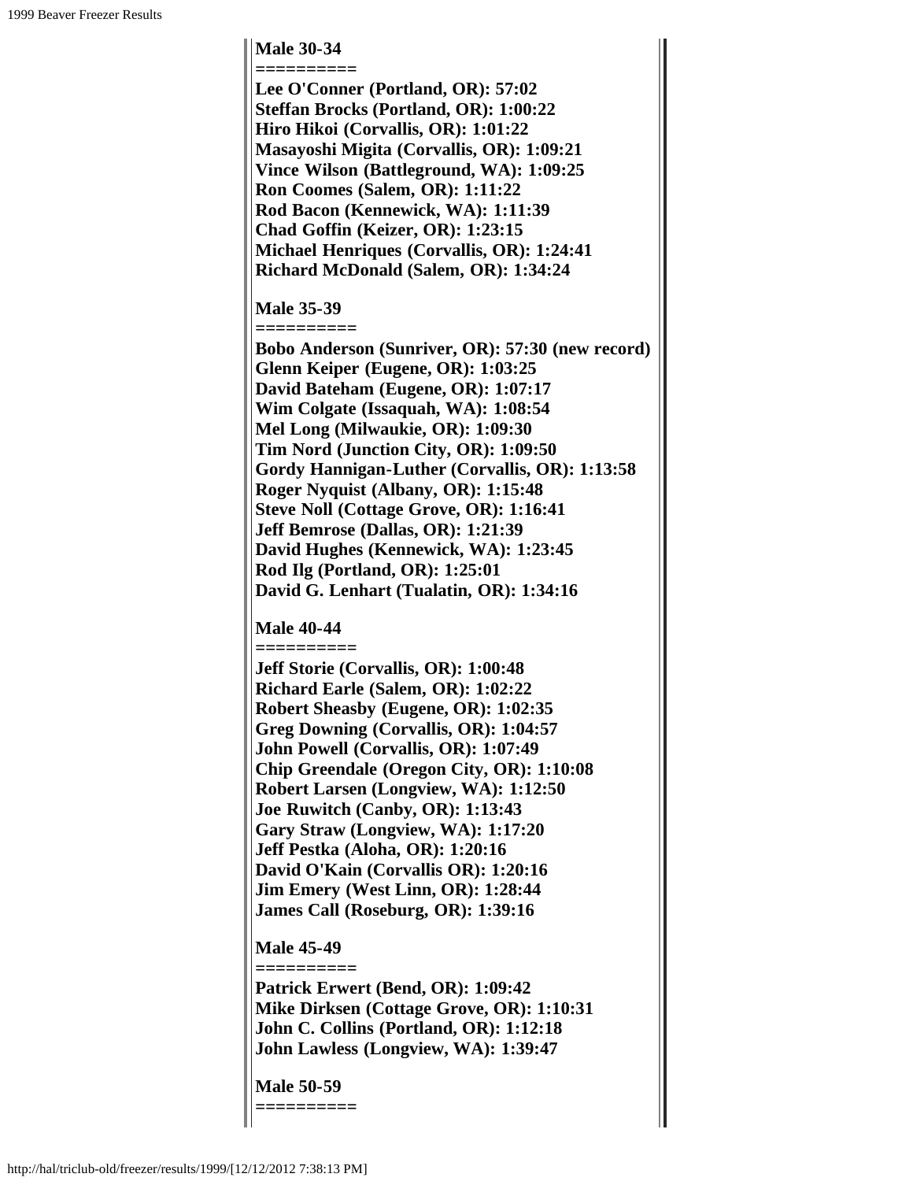**Male 30-34**
==========
**Lee O'Conner (Portland, OR): 57:02**
**Steffan Brocks (Portland, OR): 1:00:22**
**Hiro Hikoi (Corvallis, OR): 1:01:22**
**Masayoshi Migita (Corvallis, OR): 1:09:21**
**Vince Wilson (Battleground, WA): 1:09:25**
**Ron Coomes (Salem, OR): 1:11:22**
**Rod Bacon (Kennewick, WA): 1:11:39**
**Chad Goffin (Keizer, OR): 1:23:15**
**Michael Henriques (Corvallis, OR): 1:24:41**
**Richard McDonald (Salem, OR): 1:34:24**

**Male 35-39**
==========
**Bobo Anderson (Sunriver, OR): 57:30 (new record)**
**Glenn Keiper (Eugene, OR): 1:03:25**
**David Bateham (Eugene, OR): 1:07:17**
**Wim Colgate (Issaquah, WA): 1:08:54**
**Mel Long (Milwaukie, OR): 1:09:30**
**Tim Nord (Junction City, OR): 1:09:50**
**Gordy Hannigan-Luther (Corvallis, OR): 1:13:58**
**Roger Nyquist (Albany, OR): 1:15:48**
**Steve Noll (Cottage Grove, OR): 1:16:41**
**Jeff Bemrose (Dallas, OR): 1:21:39**
**David Hughes (Kennewick, WA): 1:23:45**
**Rod Ilg (Portland, OR): 1:25:01**
**David G. Lenhart (Tualatin, OR): 1:34:16**

**Male 40-44**
==========
**Jeff Storie (Corvallis, OR): 1:00:48**
**Richard Earle (Salem, OR): 1:02:22**
**Robert Sheasby (Eugene, OR): 1:02:35**
**Greg Downing (Corvallis, OR): 1:04:57**
**John Powell (Corvallis, OR): 1:07:49**
**Chip Greendale (Oregon City, OR): 1:10:08**
**Robert Larsen (Longview, WA): 1:12:50**
**Joe Ruwitch (Canby, OR): 1:13:43**
**Gary Straw (Longview, WA): 1:17:20**
**Jeff Pestka (Aloha, OR): 1:20:16**
**David O'Kain (Corvallis OR): 1:20:16**
**Jim Emery (West Linn, OR): 1:28:44**
**James Call (Roseburg, OR): 1:39:16**

**Male 45-49**
==========
**Patrick Erwert (Bend, OR): 1:09:42**
**Mike Dirksen (Cottage Grove, OR): 1:10:31**
**John C. Collins (Portland, OR): 1:12:18**
**John Lawless (Longview, WA): 1:39:47**

**Male 50-59**
==========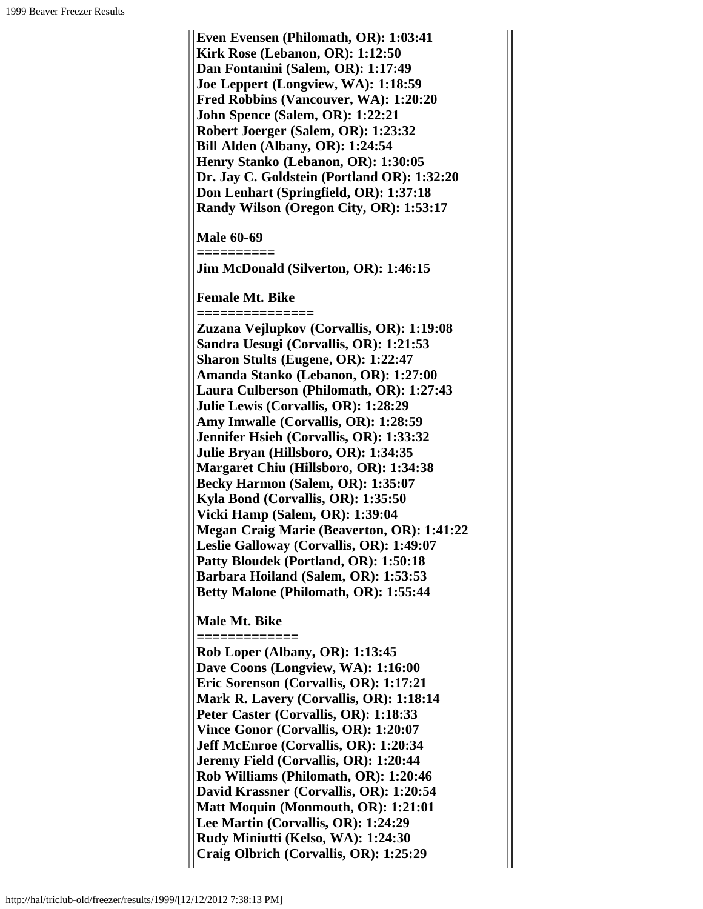**Even Evensen (Philomath, OR): 1:03:41**
**Kirk Rose (Lebanon, OR): 1:12:50**
**Dan Fontanini (Salem, OR): 1:17:49**
**Joe Leppert (Longview, WA): 1:18:59**
**Fred Robbins (Vancouver, WA): 1:20:20**
**John Spence (Salem, OR): 1:22:21**
**Robert Joerger (Salem, OR): 1:23:32**
**Bill Alden (Albany, OR): 1:24:54**
**Henry Stanko (Lebanon, OR): 1:30:05**
**Dr. Jay C. Goldstein (Portland OR): 1:32:20**
**Don Lenhart (Springfield, OR): 1:37:18**
**Randy Wilson (Oregon City, OR): 1:53:17**

**Male 60-69**
**==========**
**Jim McDonald (Silverton, OR): 1:46:15**

**Female Mt. Bike**
**==============**
**Zuzana Vejlupkov (Corvallis, OR): 1:19:08**
**Sandra Uesugi (Corvallis, OR): 1:21:53**
**Sharon Stults (Eugene, OR): 1:22:47**
**Amanda Stanko (Lebanon, OR): 1:27:00**
**Laura Culberson (Philomath, OR): 1:27:43**
**Julie Lewis (Corvallis, OR): 1:28:29**
**Amy Imwalle (Corvallis, OR): 1:28:59**
**Jennifer Hsieh (Corvallis, OR): 1:33:32**
**Julie Bryan (Hillsboro, OR): 1:34:35**
**Margaret Chiu (Hillsboro, OR): 1:34:38**
**Becky Harmon (Salem, OR): 1:35:07**
**Kyla Bond (Corvallis, OR): 1:35:50**
**Vicki Hamp (Salem, OR): 1:39:04**
**Megan Craig Marie (Beaverton, OR): 1:41:22**
**Leslie Galloway (Corvallis, OR): 1:49:07**
**Patty Bloudek (Portland, OR): 1:50:18**
**Barbara Hoiland (Salem, OR): 1:53:53**
**Betty Malone (Philomath, OR): 1:55:44**

**Male Mt. Bike**
**============**
**Rob Loper (Albany, OR): 1:13:45**
**Dave Coons (Longview, WA): 1:16:00**
**Eric Sorenson (Corvallis, OR): 1:17:21**
**Mark R. Lavery (Corvallis, OR): 1:18:14**
**Peter Caster (Corvallis, OR): 1:18:33**
**Vince Gonor (Corvallis, OR): 1:20:07**
**Jeff McEnroe (Corvallis, OR): 1:20:34**
**Jeremy Field (Corvallis, OR): 1:20:44**
**Rob Williams (Philomath, OR): 1:20:46**
**David Krassner (Corvallis, OR): 1:20:54**
**Matt Moquin (Monmouth, OR): 1:21:01**
**Lee Martin (Corvallis, OR): 1:24:29**
**Rudy Miniutti (Kelso, WA): 1:24:30**
**Craig Olbrich (Corvallis, OR): 1:25:29**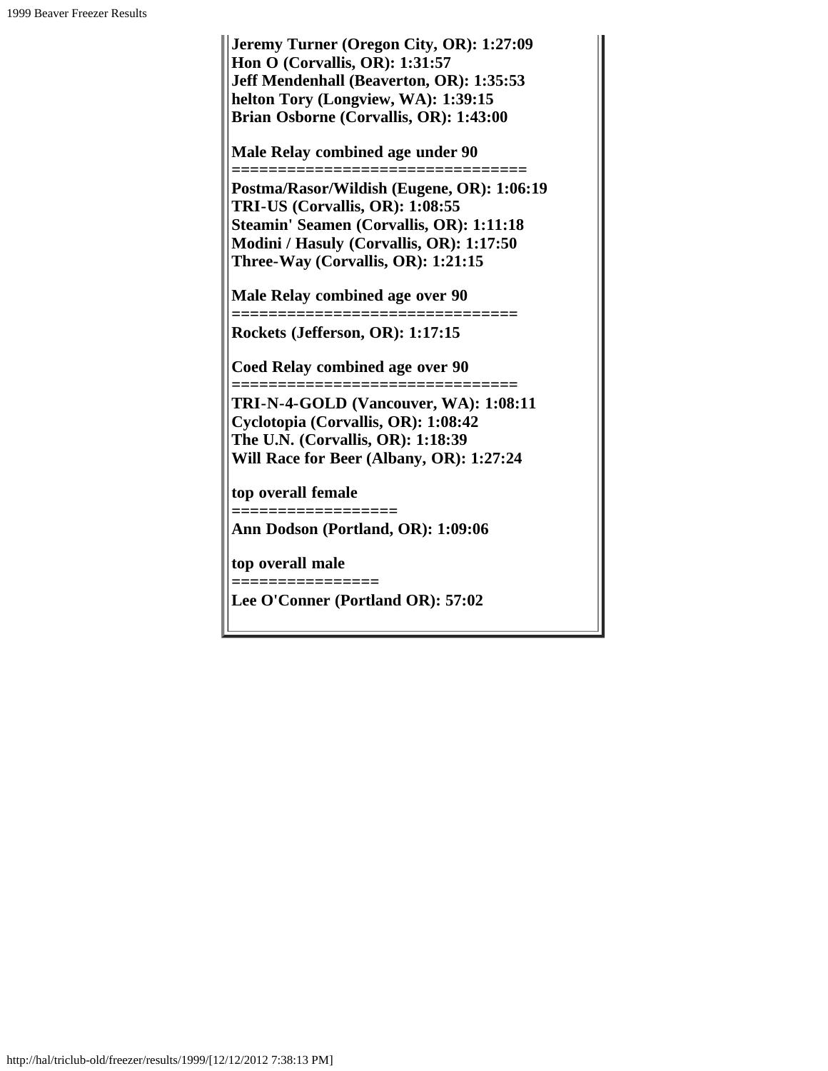**Jeremy Turner (Oregon City, OR): 1:27:09**
**Hon O (Corvallis, OR): 1:31:57**
**Jeff Mendenhall (Beaverton, OR): 1:35:53**
**helton Tory (Longview, WA): 1:39:15**
**Brian Osborne (Corvallis, OR): 1:43:00**

**Male Relay combined age under 90**
**==============================**
**Postma/Rasor/Wildish (Eugene, OR): 1:06:19**
**TRI-US (Corvallis, OR): 1:08:55**
**Steamin' Seamen (Corvallis, OR): 1:11:18**
**Modini / Hasuly (Corvallis, OR): 1:17:50**
**Three-Way (Corvallis, OR): 1:21:15**

**Male Relay combined age over 90**
**=============================**
**Rockets (Jefferson, OR): 1:17:15**

**Coed Relay combined age over 90**
**=============================**
**TRI-N-4-GOLD (Vancouver, WA): 1:08:11**
**Cyclotopia (Corvallis, OR): 1:08:42**
**The U.N. (Corvallis, OR): 1:18:39**
**Will Race for Beer (Albany, OR): 1:27:24**

**top overall female**
**=================**
**Ann Dodson (Portland, OR): 1:09:06**

**top overall male**
**===============**
**Lee O'Conner (Portland OR): 57:02**